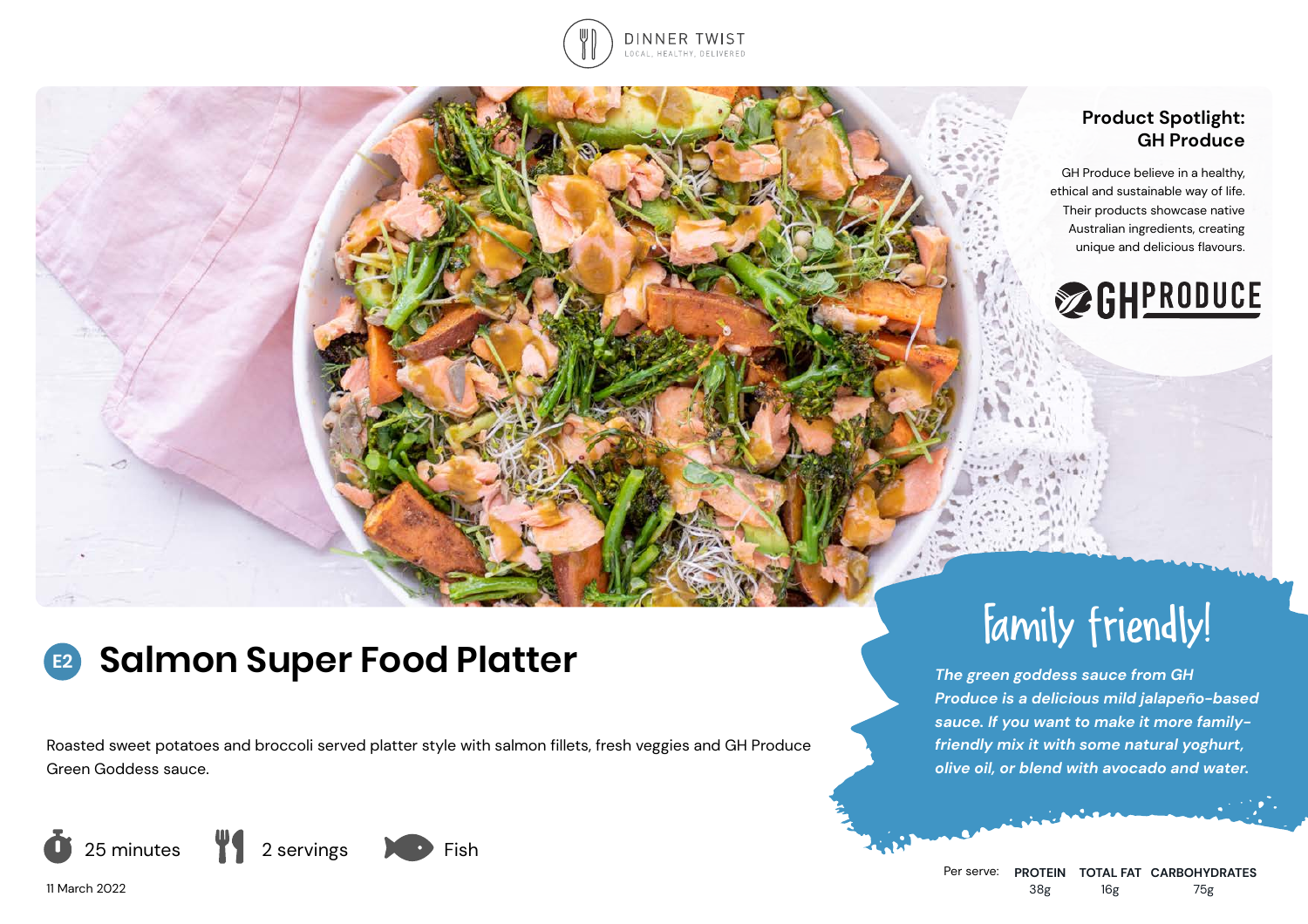DINNER TWIST
LOCAL, HEALTHY, DELIVERED

## Product Spotlight: GH Produce

GH Produce believe in a healthy, ethical and sustainable way of life. Their products showcase native Australian ingredients, creating unique and delicious flavours.

# E2 Salmon Super Food Platter

Roasted sweet potatoes and broccoli served platter style with salmon fillets, fresh veggies and GH Produce Green Goddess sauce.

25 minutes | 2 servings | Fish

11 March 2022

## Family friendly!

*The green goddess sauce from GH Produce is a delicious mild jalapeño-based sauce. If you want to make it more family-friendly mix it with some natural yoghurt, olive oil, or blend with avocado and water.*

| Per serve: | PROTEIN | TOTAL FAT | CARBOHYDRATES |
|---|---|---|---|
| | 38g | 16g | 75g |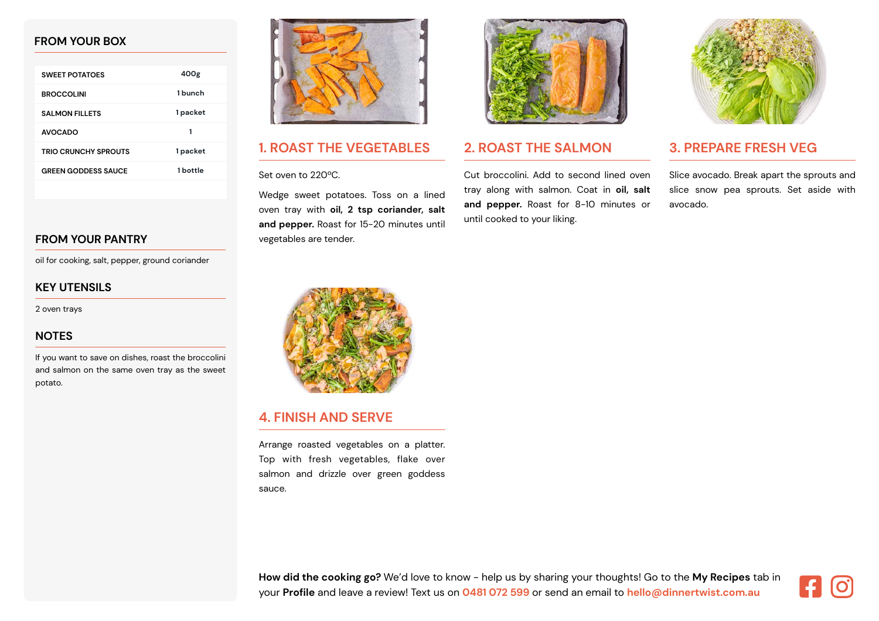## FROM YOUR BOX

| | |
|---|---|
| SWEET POTATOES | 400g |
| BROCCOLINI | 1 bunch |
| SALMON FILLETS | 1 packet |
| AVOCADO | 1 |
| TRIO CRUNCHY SPROUTS | 1 packet |
| GREEN GODDESS SAUCE | 1 bottle |

## FROM YOUR PANTRY

oil for cooking, salt, pepper, ground coriander

## KEY UTENSILS

2 oven trays

## NOTES

If you want to save on dishes, roast the broccolini and salmon on the same oven tray as the sweet potato.

## 1. ROAST THE VEGETABLES

Set oven to 220°C.

Wedge sweet potatoes. Toss on a lined oven tray with **oil, 2 tsp coriander, salt and pepper.** Roast for 15-20 minutes until vegetables are tender.

## 2. ROAST THE SALMON

Cut broccolini. Add to second lined oven tray along with salmon. Coat in **oil, salt and pepper.** Roast for 8-10 minutes or until cooked to your liking.

## 3. PREPARE FRESH VEG

Slice avocado. Break apart the sprouts and slice snow pea sprouts. Set aside with avocado.

## 4. FINISH AND SERVE

Arrange roasted vegetables on a platter. Top with fresh vegetables, flake over salmon and drizzle over green goddess sauce.

**How did the cooking go?** We'd love to know - help us by sharing your thoughts! Go to the **My Recipes** tab in your **Profile** and leave a review! Text us on 0481 072 599 or send an email to hello@dinnertwist.com.au